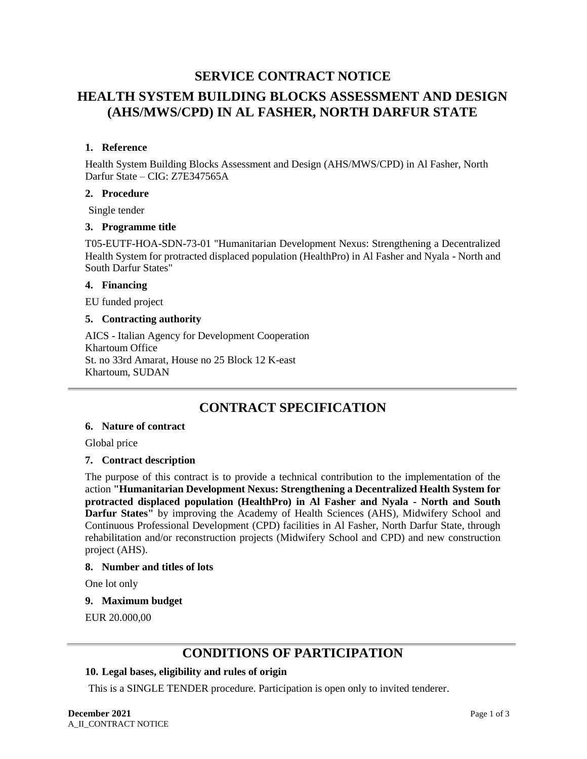# SERVICE CONTRACT NOTICE

# HEALTH SYSTEM BUILDING BLOCKS ASSESSMENT AND DESIGN (AHS/MWS/CPD) IN AL FASHER, NORTH DARFUR STATE

### 1. Reference

Health System Building Blocks Assessment and Design (AHS/MWS/CPD) in Al Fasher, North Darfur State – CIG: Z7E347565A

### 2. Procedure

Single tender

### 3. Programme title

T05-EUTF-HOA-SDN-73-01 "Humanitarian Development Nexus: Strengthening a Decentralized Health System for protracted displaced population (HealthPro) in Al Fasher and Nyala - North and South Darfur States"

### 4. Financing

EU funded project

### 5. Contracting authority

AICS - Italian Agency for Development Cooperation
Khartoum Office
St. no 33rd Amarat, House no 25 Block 12 K-east
Khartoum, SUDAN

## CONTRACT SPECIFICATION

### 6. Nature of contract

Global price

### 7. Contract description

The purpose of this contract is to provide a technical contribution to the implementation of the action **"Humanitarian Development Nexus: Strengthening a Decentralized Health System for protracted displaced population (HealthPro) in Al Fasher and Nyala - North and South Darfur States"** by improving the Academy of Health Sciences (AHS), Midwifery School and Continuous Professional Development (CPD) facilities in Al Fasher, North Darfur State, through rehabilitation and/or reconstruction projects (Midwifery School and CPD) and new construction project (AHS).

### 8. Number and titles of lots

One lot only

### 9. Maximum budget

EUR 20.000,00

## CONDITIONS OF PARTICIPATION

### 10. Legal bases, eligibility and rules of origin

This is a SINGLE TENDER procedure. Participation is open only to invited tenderer.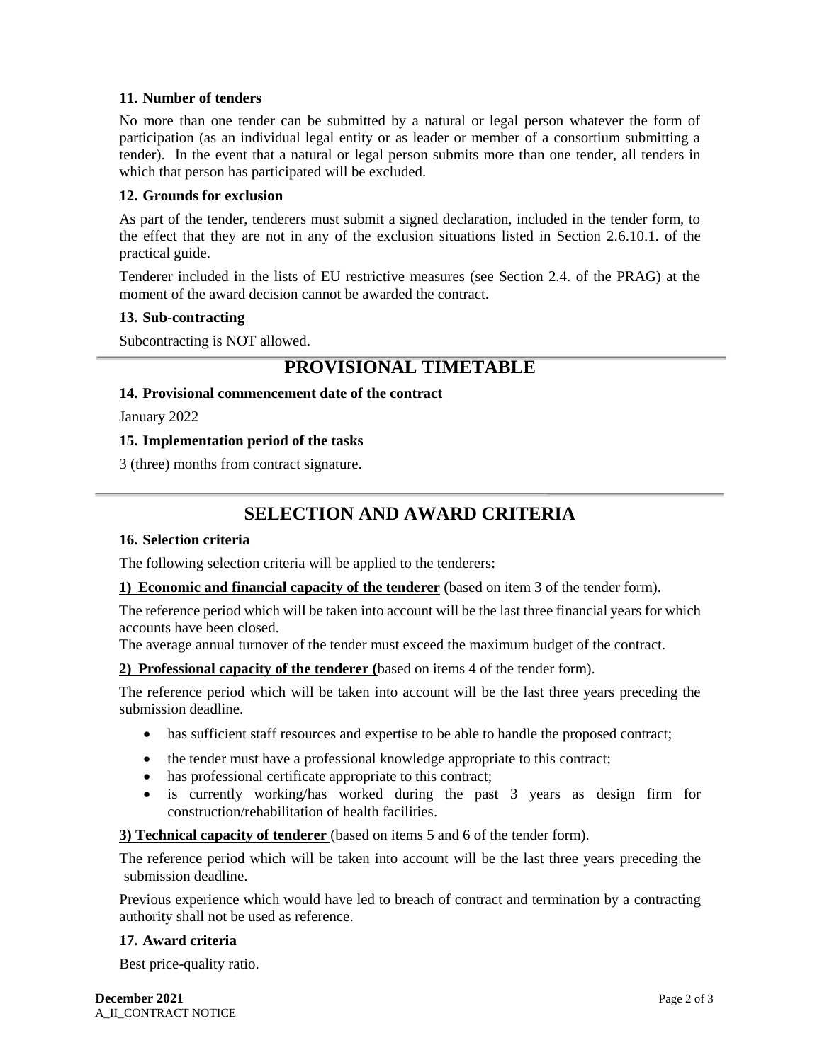### 11. Number of tenders

No more than one tender can be submitted by a natural or legal person whatever the form of participation (as an individual legal entity or as leader or member of a consortium submitting a tender). In the event that a natural or legal person submits more than one tender, all tenders in which that person has participated will be excluded.

### 12. Grounds for exclusion

As part of the tender, tenderers must submit a signed declaration, included in the tender form, to the effect that they are not in any of the exclusion situations listed in Section 2.6.10.1. of the practical guide.

Tenderer included in the lists of EU restrictive measures (see Section 2.4. of the PRAG) at the moment of the award decision cannot be awarded the contract.

### 13. Sub-contracting

Subcontracting is NOT allowed.

## PROVISIONAL TIMETABLE

### 14. Provisional commencement date of the contract

January 2022

### 15. Implementation period of the tasks

3 (three) months from contract signature.

## SELECTION AND AWARD CRITERIA

### 16. Selection criteria

The following selection criteria will be applied to the tenderers:

**1) Economic and financial capacity of the tenderer** (based on item 3 of the tender form).

The reference period which will be taken into account will be the last three financial years for which accounts have been closed.
The average annual turnover of the tender must exceed the maximum budget of the contract.

**2) Professional capacity of the tenderer** (based on items 4 of the tender form).

The reference period which will be taken into account will be the last three years preceding the submission deadline.

- has sufficient staff resources and expertise to be able to handle the proposed contract;
- the tender must have a professional knowledge appropriate to this contract;
- has professional certificate appropriate to this contract;
- is currently working/has worked during the past 3 years as design firm for construction/rehabilitation of health facilities.

**3) Technical capacity of tenderer** (based on items 5 and 6 of the tender form).

The reference period which will be taken into account will be the last three years preceding the submission deadline.

Previous experience which would have led to breach of contract and termination by a contracting authority shall not be used as reference.

### 17. Award criteria

Best price-quality ratio.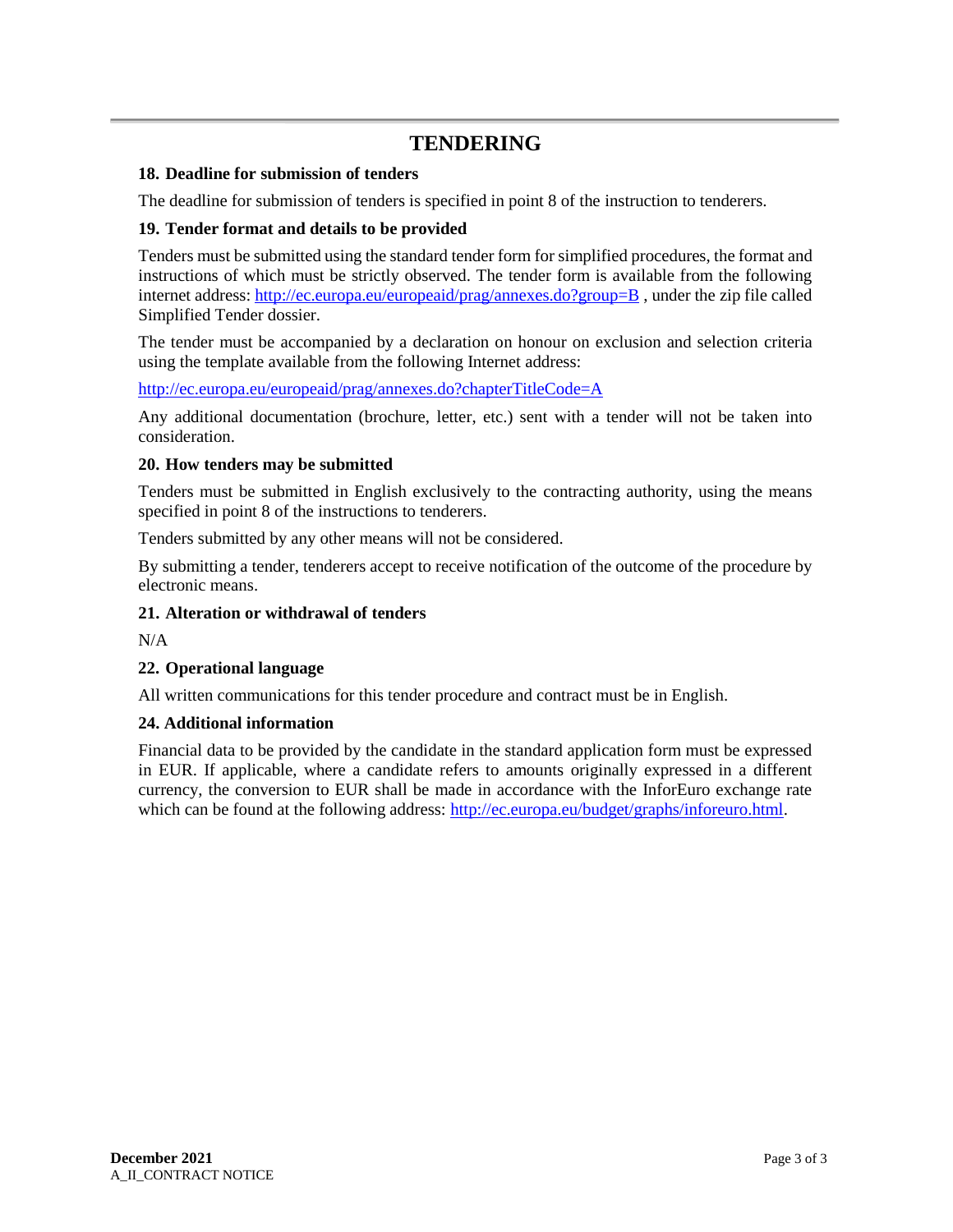# TENDERING

### 18. Deadline for submission of tenders

The deadline for submission of tenders is specified in point 8 of the instruction to tenderers.

### 19. Tender format and details to be provided

Tenders must be submitted using the standard tender form for simplified procedures, the format and instructions of which must be strictly observed. The tender form is available from the following internet address: http://ec.europa.eu/europeaid/prag/annexes.do?group=B , under the zip file called Simplified Tender dossier.

The tender must be accompanied by a declaration on honour on exclusion and selection criteria using the template available from the following Internet address:

http://ec.europa.eu/europeaid/prag/annexes.do?chapterTitleCode=A

Any additional documentation (brochure, letter, etc.) sent with a tender will not be taken into consideration.

### 20. How tenders may be submitted

Tenders must be submitted in English exclusively to the contracting authority, using the means specified in point 8 of the instructions to tenderers.

Tenders submitted by any other means will not be considered.

By submitting a tender, tenderers accept to receive notification of the outcome of the procedure by electronic means.

### 21. Alteration or withdrawal of tenders

N/A

### 22. Operational language

All written communications for this tender procedure and contract must be in English.

### 24. Additional information

Financial data to be provided by the candidate in the standard application form must be expressed in EUR. If applicable, where a candidate refers to amounts originally expressed in a different currency, the conversion to EUR shall be made in accordance with the InforEuro exchange rate which can be found at the following address: http://ec.europa.eu/budget/graphs/inforeuro.html.